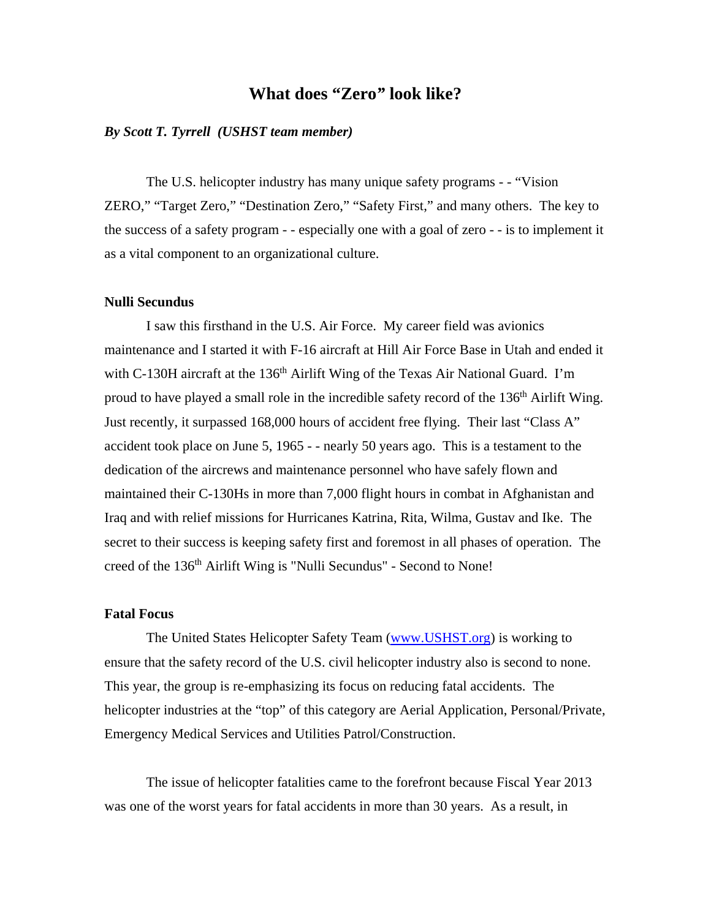# What does "Zero" look like?

***By Scott T. Tyrrell (USHST team member)***

The U.S. helicopter industry has many unique safety programs - - "Vision ZERO," "Target Zero," "Destination Zero," "Safety First," and many others. The key to the success of a safety program - - especially one with a goal of zero - - is to implement it as a vital component to an organizational culture.

**Nulli Secundus**

I saw this firsthand in the U.S. Air Force. My career field was avionics maintenance and I started it with F-16 aircraft at Hill Air Force Base in Utah and ended it with C-130H aircraft at the 136th Airlift Wing of the Texas Air National Guard. I'm proud to have played a small role in the incredible safety record of the 136th Airlift Wing. Just recently, it surpassed 168,000 hours of accident free flying. Their last "Class A" accident took place on June 5, 1965 - - nearly 50 years ago. This is a testament to the dedication of the aircrews and maintenance personnel who have safely flown and maintained their C-130Hs in more than 7,000 flight hours in combat in Afghanistan and Iraq and with relief missions for Hurricanes Katrina, Rita, Wilma, Gustav and Ike. The secret to their success is keeping safety first and foremost in all phases of operation. The creed of the 136th Airlift Wing is "Nulli Secundus" - Second to None!

**Fatal Focus**

The United States Helicopter Safety Team ([www.USHST.org](http://www.USHST.org)) is working to ensure that the safety record of the U.S. civil helicopter industry also is second to none. This year, the group is re-emphasizing its focus on reducing fatal accidents. The helicopter industries at the "top" of this category are Aerial Application, Personal/Private, Emergency Medical Services and Utilities Patrol/Construction.

The issue of helicopter fatalities came to the forefront because Fiscal Year 2013 was one of the worst years for fatal accidents in more than 30 years. As a result, in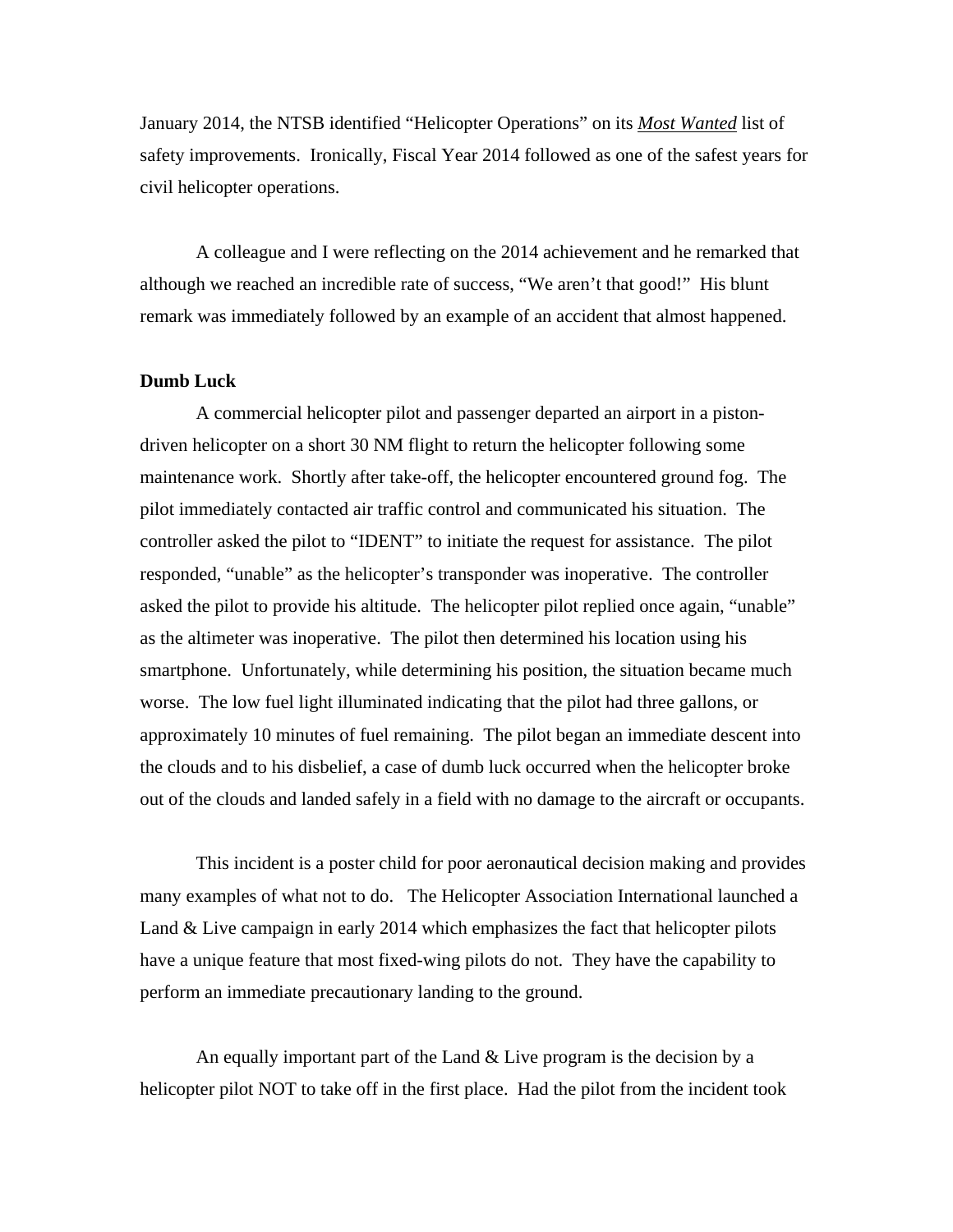January 2014, the NTSB identified “Helicopter Operations” on its ***Most Wanted*** list of safety improvements. Ironically, Fiscal Year 2014 followed as one of the safest years for civil helicopter operations.

A colleague and I were reflecting on the 2014 achievement and he remarked that although we reached an incredible rate of success, “We aren’t that good!” His blunt remark was immediately followed by an example of an accident that almost happened.

**Dumb Luck**

A commercial helicopter pilot and passenger departed an airport in a piston-driven helicopter on a short 30 NM flight to return the helicopter following some maintenance work. Shortly after take-off, the helicopter encountered ground fog. The pilot immediately contacted air traffic control and communicated his situation. The controller asked the pilot to “IDENT” to initiate the request for assistance. The pilot responded, “unable” as the helicopter’s transponder was inoperative. The controller asked the pilot to provide his altitude. The helicopter pilot replied once again, “unable” as the altimeter was inoperative. The pilot then determined his location using his smartphone. Unfortunately, while determining his position, the situation became much worse. The low fuel light illuminated indicating that the pilot had three gallons, or approximately 10 minutes of fuel remaining. The pilot began an immediate descent into the clouds and to his disbelief, a case of dumb luck occurred when the helicopter broke out of the clouds and landed safely in a field with no damage to the aircraft or occupants.

This incident is a poster child for poor aeronautical decision making and provides many examples of what not to do. The Helicopter Association International launched a Land & Live campaign in early 2014 which emphasizes the fact that helicopter pilots have a unique feature that most fixed-wing pilots do not. They have the capability to perform an immediate precautionary landing to the ground.

An equally important part of the Land & Live program is the decision by a helicopter pilot NOT to take off in the first place. Had the pilot from the incident took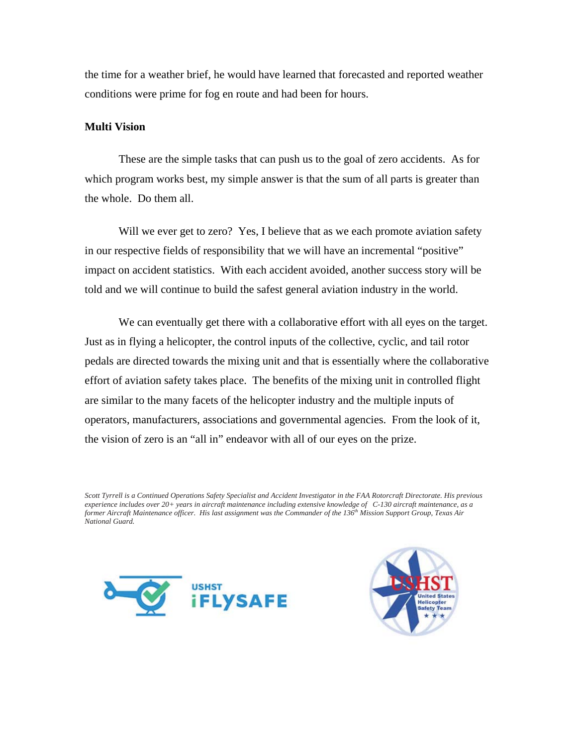the time for a weather brief, he would have learned that forecasted and reported weather conditions were prime for fog en route and had been for hours.

**Multi Vision**

These are the simple tasks that can push us to the goal of zero accidents. As for which program works best, my simple answer is that the sum of all parts is greater than the whole. Do them all.

Will we ever get to zero? Yes, I believe that as we each promote aviation safety in our respective fields of responsibility that we will have an incremental "positive" impact on accident statistics. With each accident avoided, another success story will be told and we will continue to build the safest general aviation industry in the world.

We can eventually get there with a collaborative effort with all eyes on the target. Just as in flying a helicopter, the control inputs of the collective, cyclic, and tail rotor pedals are directed towards the mixing unit and that is essentially where the collaborative effort of aviation safety takes place. The benefits of the mixing unit in controlled flight are similar to the many facets of the helicopter industry and the multiple inputs of operators, manufacturers, associations and governmental agencies. From the look of it, the vision of zero is an "all in" endeavor with all of our eyes on the prize.

*Scott Tyrrell is a Continued Operations Safety Specialist and Accident Investigator in the FAA Rotorcraft Directorate. His previous experience includes over 20+ years in aircraft maintenance including extensive knowledge of C-130 aircraft maintenance, as a former Aircraft Maintenance officer. His last assignment was the Commander of the 136th Mission Support Group, Texas Air National Guard.*

USHST iFLYSAFE

USHST United States Helicopter Safety Team